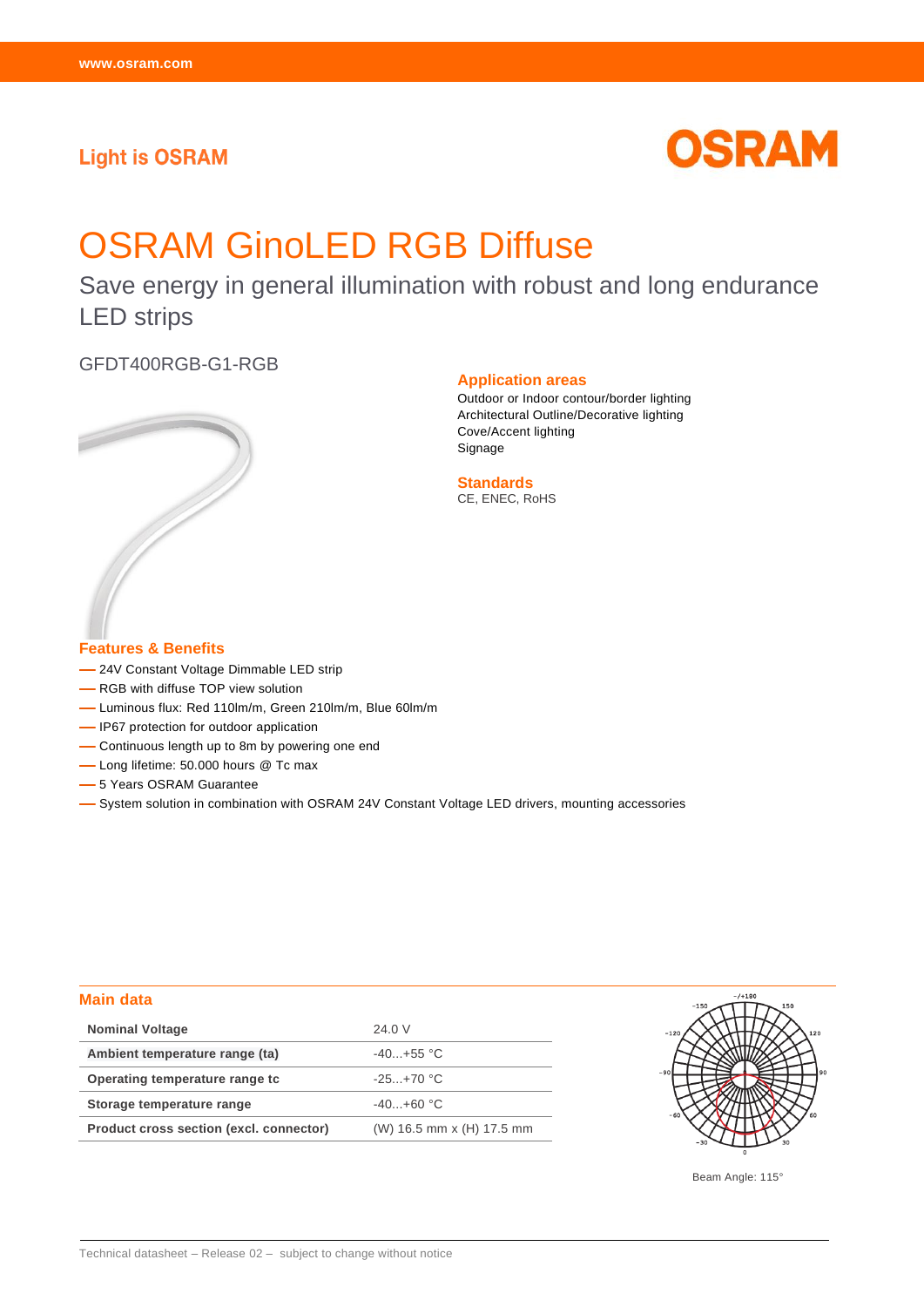Light is OSRAM

# OSRAM GinoLED RGB Diffuse

Save energy in general illumination with robust and long endurance LED strips

GFDT400RGB-G1-RGB

### Application areas

Outdoor or Indoor contour/border lighting
Architectural Outline/Decorative lighting
Cove/Accent lighting
Signage

### Standards

CE, ENEC, RoHS

### Features & Benefits

- 24V Constant Voltage Dimmable LED strip
- RGB with diffuse TOP view solution
- Luminous flux: Red 110lm/m, Green 210lm/m, Blue 60lm/m
- IP67 protection for outdoor application
- Continuous length up to 8m by powering one end
- Long lifetime: 50.000 hours @ Tc max
- 5 Years OSRAM Guarantee
- System solution in combination with OSRAM 24V Constant Voltage LED drivers, mounting accessories

### Main data

| | |
|---|---|
| **Nominal Voltage** | 24.0 V |
| **Ambient temperature range (ta)** | -40...+55 °C |
| **Operating temperature range tc** | -25...+70 °C |
| **Storage temperature range** | -40...+60 °C |
| **Product cross section (excl. connector)** | (W) 16.5 mm x (H) 17.5 mm |

Beam Angle: 115°

Technical datasheet – Release 02 – subject to change without notice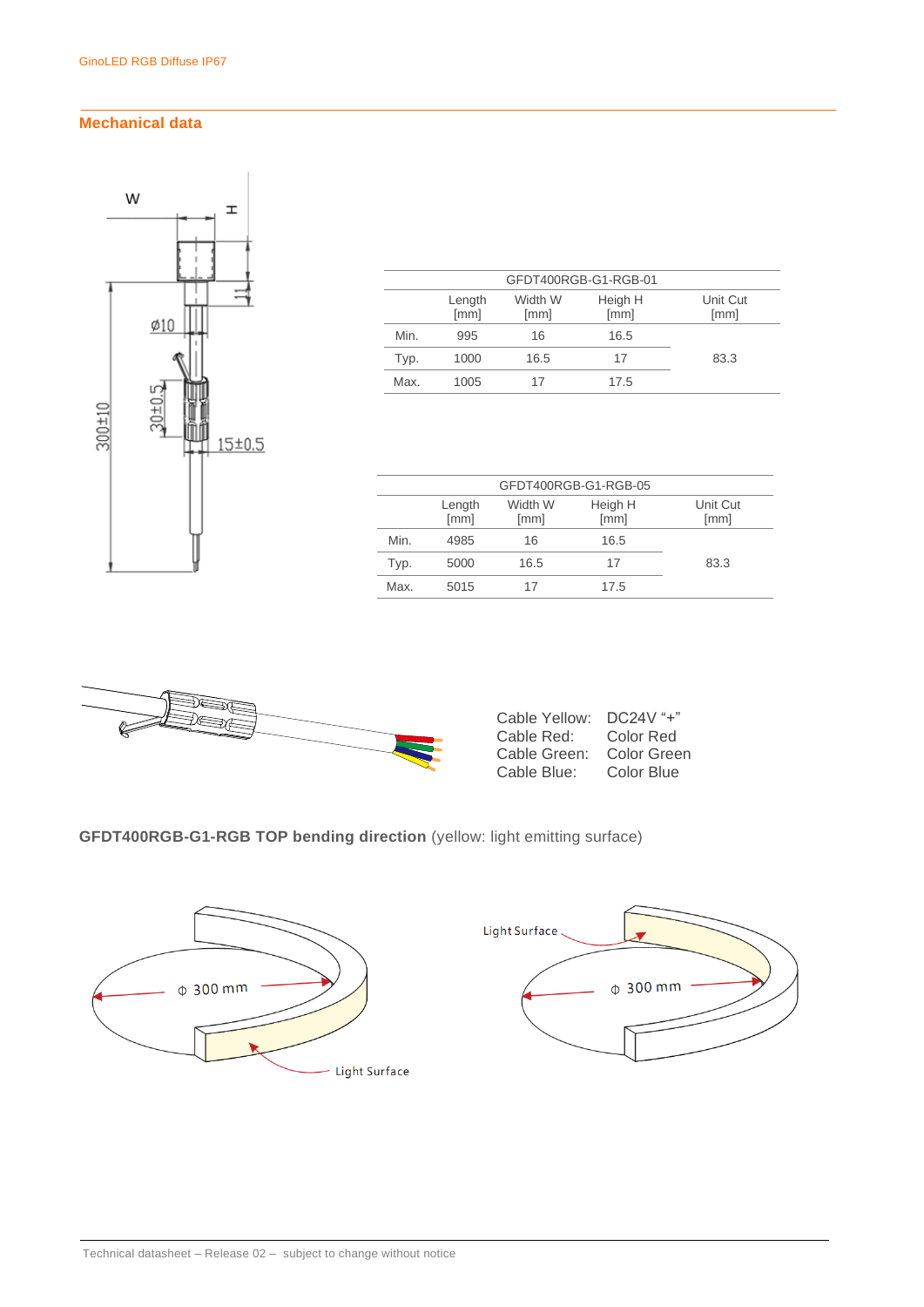## Mechanical data

| GFDT400RGB-G1-RGB-01 | | | | |
|---|---|---|---|---|
| | Length [mm] | Width W [mm] | Heigh H [mm] | Unit Cut [mm] |
| Min. | 995 | 16 | 16.5 | |
| Typ. | 1000 | 16.5 | 17 | 83.3 |
| Max. | 1005 | 17 | 17.5 | |

| GFDT400RGB-G1-RGB-05 | | | | |
|---|---|---|---|---|
| | Length [mm] | Width W [mm] | Heigh H [mm] | Unit Cut [mm] |
| Min. | 4985 | 16 | 16.5 | |
| Typ. | 5000 | 16.5 | 17 | 83.3 |
| Max. | 5015 | 17 | 17.5 | |

Cable Yellow: DC24V “+”
Cable Red: Color Red
Cable Green: Color Green
Cable Blue: Color Blue

**GFDT400RGB-G1-RGB TOP bending direction** (yellow: light emitting surface)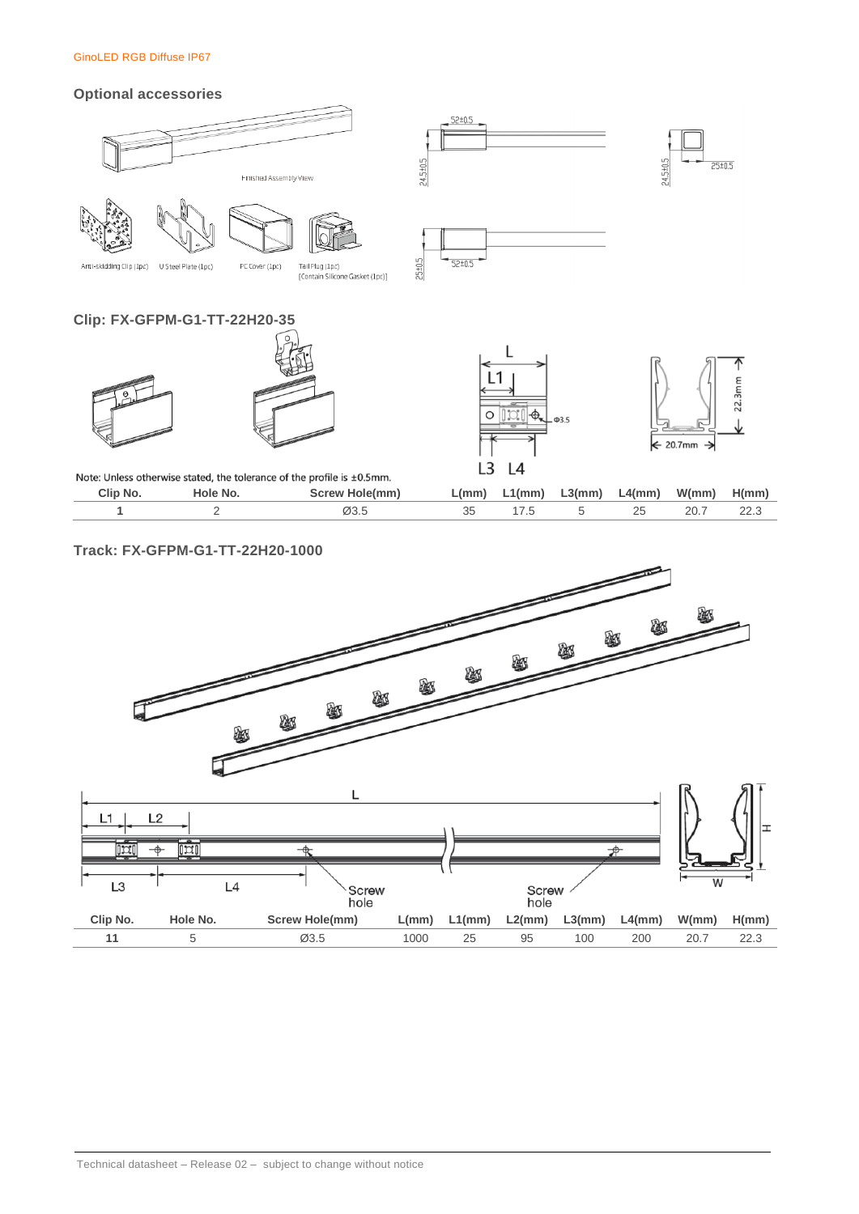## Optional accessories

Finished Assembly View

Anti-skidding Clip (1pc) U Steel Plate (1pc) PC Cover (1pc) Tail Plug (1pc) [Contain Silicone Gasket (1pc)]

## Clip: FX-GFPM-G1-TT-22H20-35

Note: Unless otherwise stated, the tolerance of the profile is ±0.5mm.

| Clip No. | Hole No. | Screw Hole(mm) | L(mm) | L1(mm) | L3(mm) | L4(mm) | W(mm) | H(mm) |
|---|---|---|---|---|---|---|---|---|
| 1 | 2 | Ø3.5 | 35 | 17.5 | 5 | 25 | 20.7 | 22.3 |

## Track: FX-GFPM-G1-TT-22H20-1000

| Clip No. | Hole No. | Screw Hole(mm) | L(mm) | L1(mm) | L2(mm) | L3(mm) | L4(mm) | W(mm) | H(mm) |
|---|---|---|---|---|---|---|---|---|---|
| 11 | 5 | Ø3.5 | 1000 | 25 | 95 | 100 | 200 | 20.7 | 22.3 |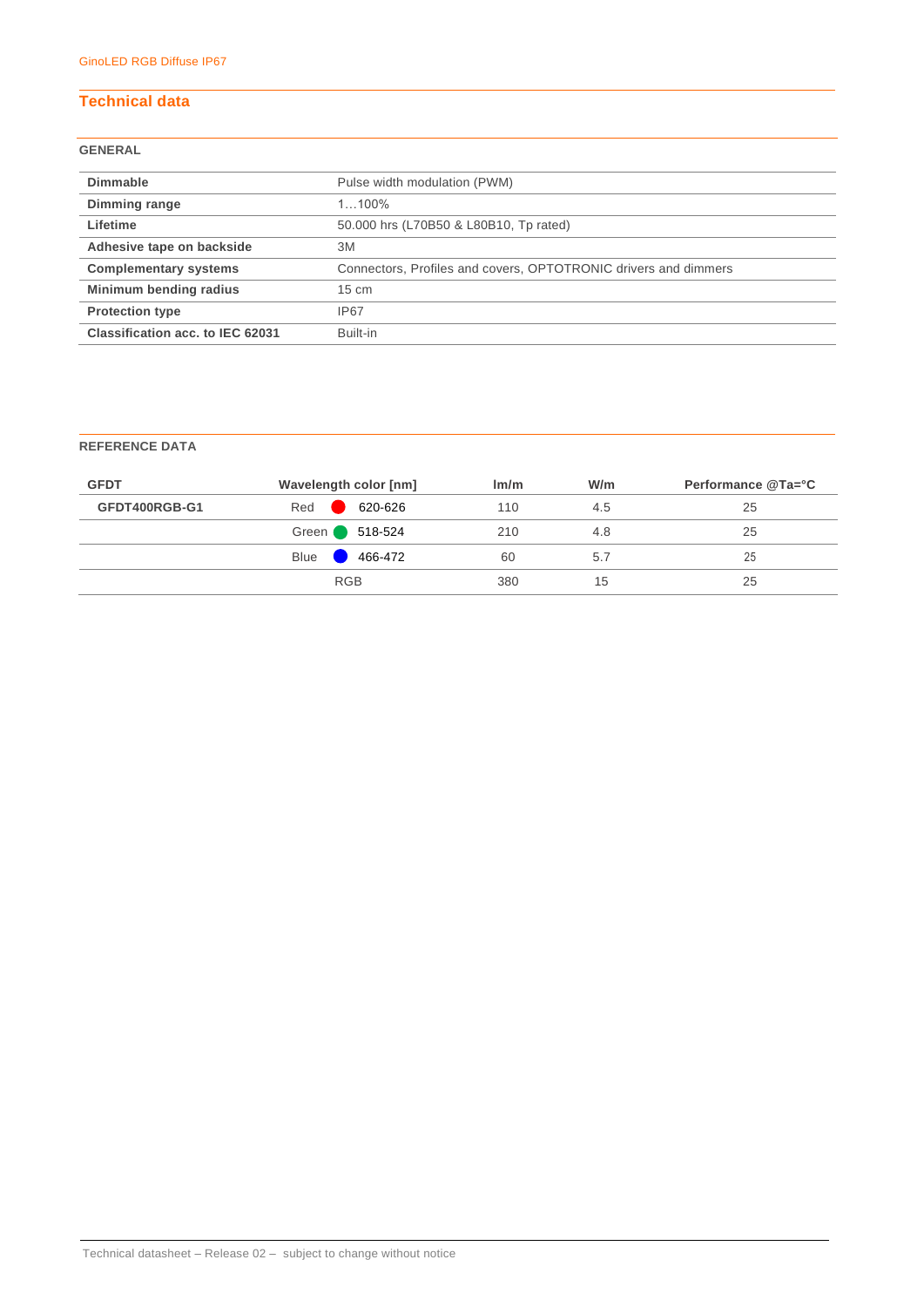## Technical data

### GENERAL

| | |
|---|---|
| **Dimmable** | Pulse width modulation (PWM) |
| **Dimming range** | 1…100% |
| **Lifetime** | 50.000 hrs (L70B50 & L80B10, Tp rated) |
| **Adhesive tape on backside** | 3M |
| **Complementary systems** | Connectors, Profiles and covers, OPTOTRONIC drivers and dimmers |
| **Minimum bending radius** | 15 cm |
| **Protection type** | IP67 |
| **Classification acc. to IEC 62031** | Built-in |

### REFERENCE DATA

| GFDT | Wavelength color [nm] | lm/m | W/m | Performance @Ta=°C |
|---|---|---|---|---|
| **GFDT400RGB-G1** | Red 620-626 | 110 | 4.5 | 25 |
| | Green 518-524 | 210 | 4.8 | 25 |
| | Blue 466-472 | 60 | 5.7 | 25 |
| | RGB | 380 | 15 | 25 |

Technical datasheet – Release 02 – subject to change without notice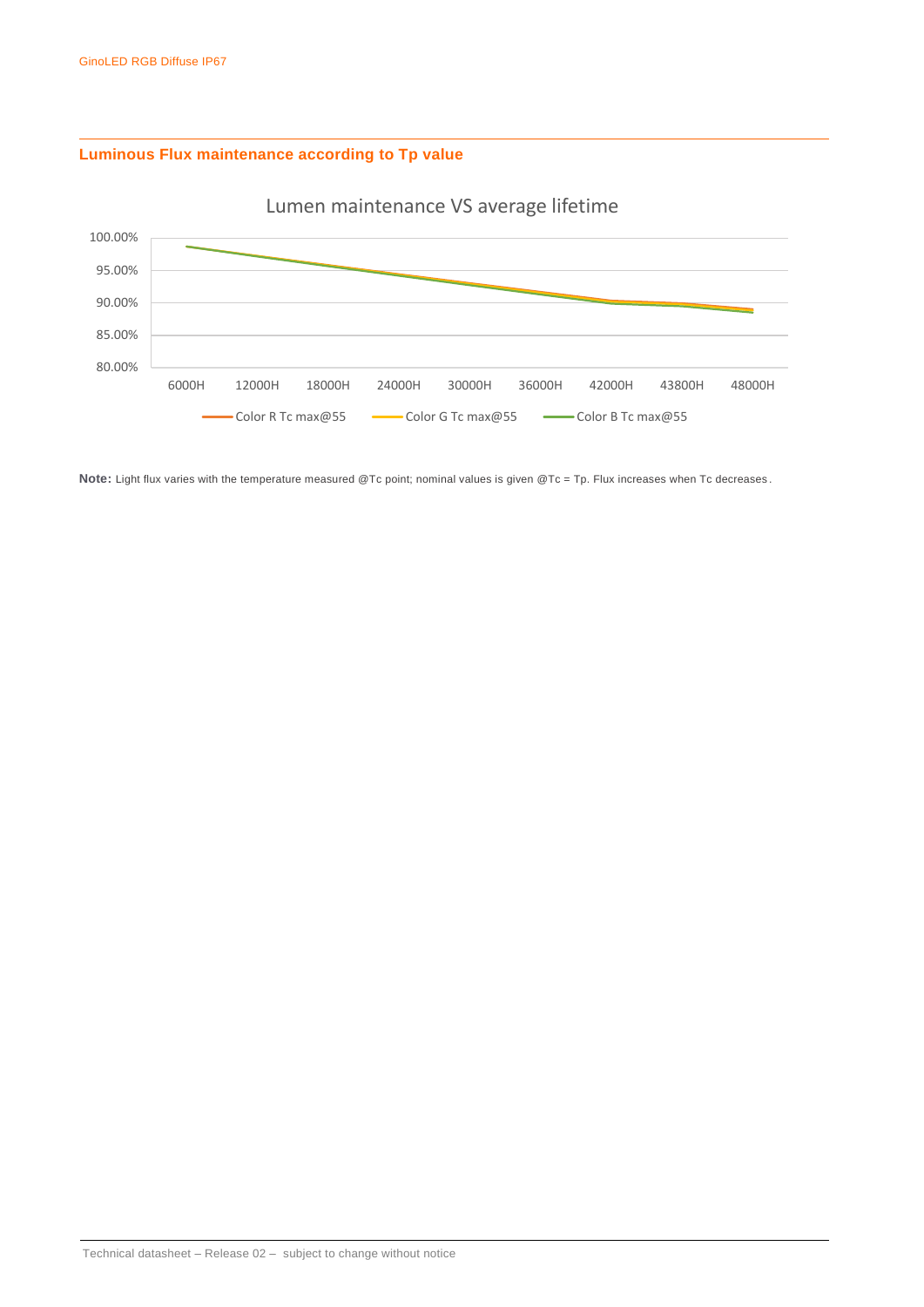## Luminous Flux maintenance according to Tp value

Lumen maintenance VS average lifetime

100.00%
95.00%
90.00%
85.00%
80.00%

6000H 12000H 18000H 24000H 30000H 36000H 42000H 43800H 48000H

Color R Tc max@55 — Color G Tc max@55 — Color B Tc max@55

**Note:** Light flux varies with the temperature measured @Tc point; nominal values is given @Tc = Tp. Flux increases when Tc decreases.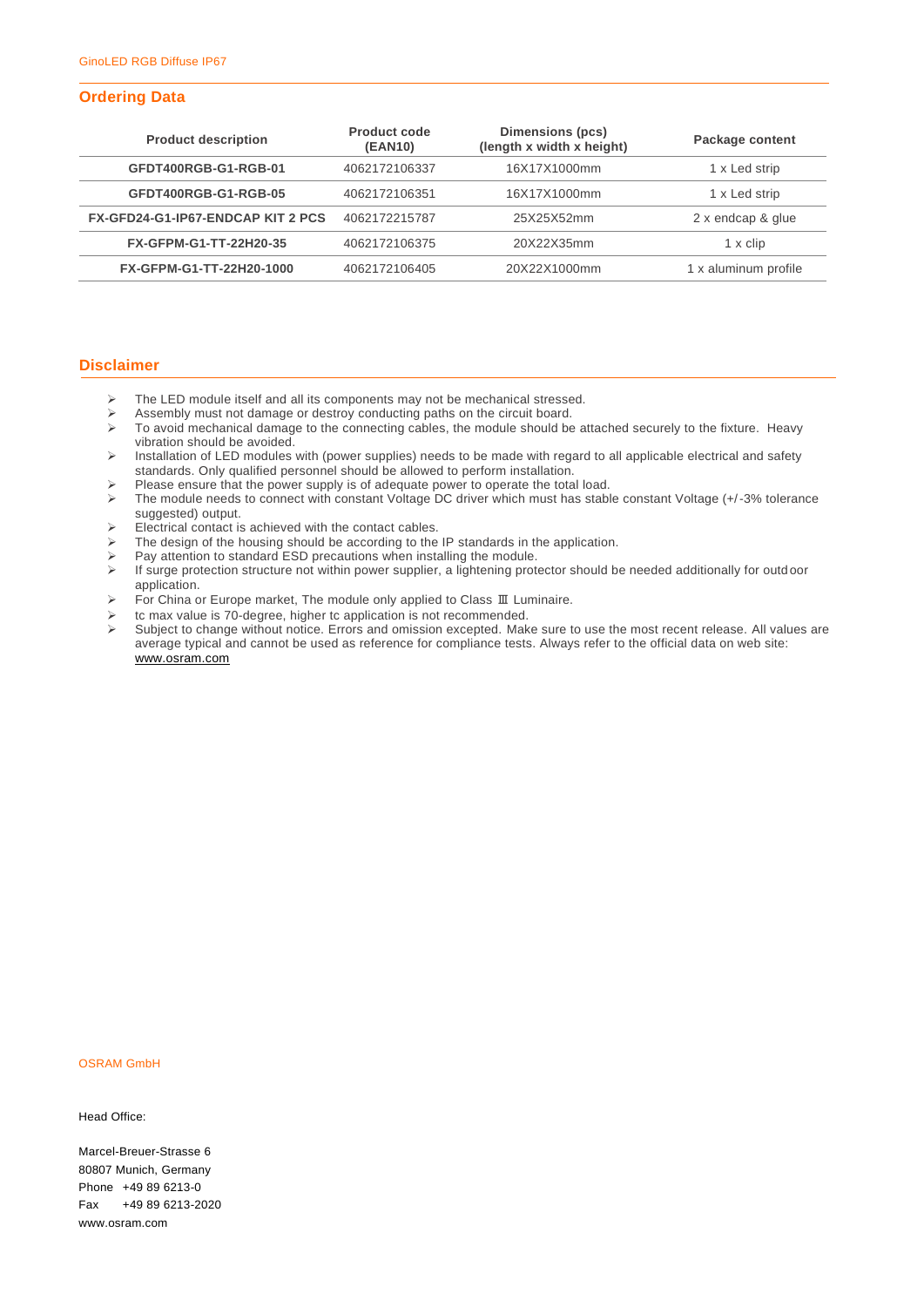## Ordering Data

| Product description | Product code (EAN10) | Dimensions (pcs) (length x width x height) | Package content |
|---|---|---|---|
| GFDT400RGB-G1-RGB-01 | 4062172106337 | 16X17X1000mm | 1 x Led strip |
| GFDT400RGB-G1-RGB-05 | 4062172106351 | 16X17X1000mm | 1 x Led strip |
| FX-GFD24-G1-IP67-ENDCAP KIT 2 PCS | 4062172215787 | 25X25X52mm | 2 x endcap & glue |
| FX-GFPM-G1-TT-22H20-35 | 4062172106375 | 20X22X35mm | 1 x clip |
| FX-GFPM-G1-TT-22H20-1000 | 4062172106405 | 20X22X1000mm | 1 x aluminum profile |

## Disclaimer

- The LED module itself and all its components may not be mechanical stressed.
- Assembly must not damage or destroy conducting paths on the circuit board.
- To avoid mechanical damage to the connecting cables, the module should be attached securely to the fixture. Heavy vibration should be avoided.
- Installation of LED modules with (power supplies) needs to be made with regard to all applicable electrical and safety standards. Only qualified personnel should be allowed to perform installation.
- Please ensure that the power supply is of adequate power to operate the total load.
- The module needs to connect with constant Voltage DC driver which must has stable constant Voltage (+/-3% tolerance suggested) output.
- Electrical contact is achieved with the contact cables.
- The design of the housing should be according to the IP standards in the application.
- Pay attention to standard ESD precautions when installing the module.
- If surge protection structure not within power supplier, a lightening protector should be needed additionally for outdoor application.
- For China or Europe market, The module only applied to Class Ⅲ Luminaire.
- tc max value is 70-degree, higher tc application is not recommended.
- Subject to change without notice. Errors and omission excepted. Make sure to use the most recent release. All values are average typical and cannot be used as reference for compliance tests. Always refer to the official data on web site: www.osram.com

OSRAM GmbH

Head Office:

Marcel-Breuer-Strasse 6
80807 Munich, Germany
Phone +49 89 6213-0
Fax +49 89 6213-2020
www.osram.com